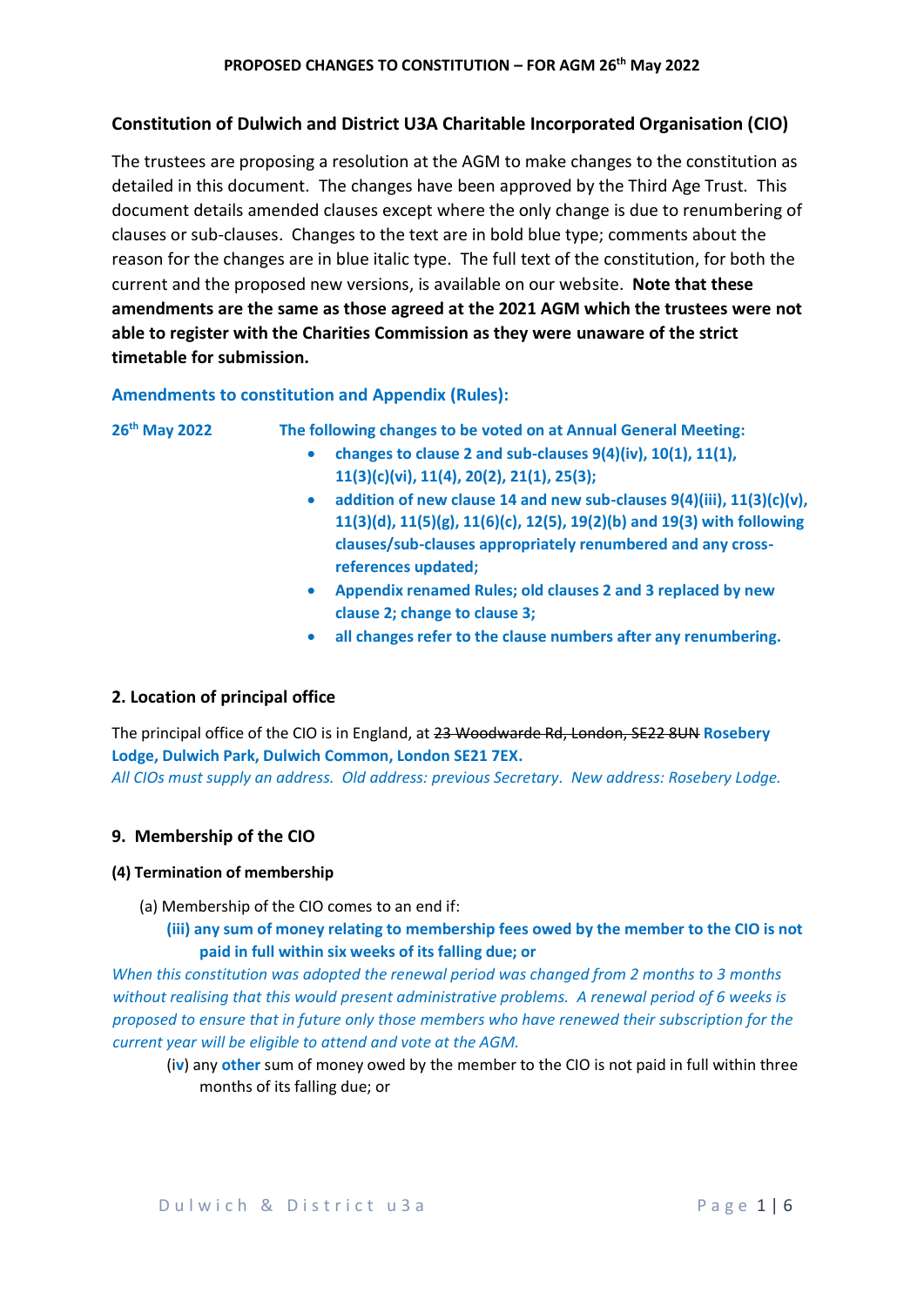PROPOSED CHANGES TO CONSTITUTION – FOR AGM 26th May 2022

## Constitution of Dulwich and District U3A Charitable Incorporated Organisation (CIO)

The trustees are proposing a resolution at the AGM to make changes to the constitution as detailed in this document. The changes have been approved by the Third Age Trust. This document details amended clauses except where the only change is due to renumbering of clauses or sub-clauses. Changes to the text are in bold blue type; comments about the reason for the changes are in blue italic type. The full text of the constitution, for both the current and the proposed new versions, is available on our website. **Note that these amendments are the same as those agreed at the 2021 AGM which the trustees were not able to register with the Charities Commission as they were unaware of the strict timetable for submission.**

### Amendments to constitution and Appendix (Rules):

**26th May 2022** **The following changes to be voted on at Annual General Meeting:**

- **changes to clause 2 and sub-clauses 9(4)(iv), 10(1), 11(1), 11(3)(c)(vi), 11(4), 20(2), 21(1), 25(3);**
- **addition of new clause 14 and new sub-clauses 9(4)(iii), 11(3)(c)(v), 11(3)(d), 11(5)(g), 11(6)(c), 12(5), 19(2)(b) and 19(3) with following clauses/sub-clauses appropriately renumbered and any cross-references updated;**
- **Appendix renamed Rules; old clauses 2 and 3 replaced by new clause 2; change to clause 3;**
- **all changes refer to the clause numbers after any renumbering.**

### 2. Location of principal office

The principal office of the CIO is in England, at ~~23 Woodwarde Rd, London, SE22 8UN~~ **Rosebery Lodge, Dulwich Park, Dulwich Common, London SE21 7EX.**

*All CIOs must supply an address. Old address: previous Secretary. New address: Rosebery Lodge.*

### 9. Membership of the CIO

#### (4) Termination of membership

(a) Membership of the CIO comes to an end if:

**(iii) any sum of money relating to membership fees owed by the member to the CIO is not paid in full within six weeks of its falling due; or**

*When this constitution was adopted the renewal period was changed from 2 months to 3 months without realising that this would present administrative problems. A renewal period of 6 weeks is proposed to ensure that in future only those members who have renewed their subscription for the current year will be eligible to attend and vote at the AGM.*

(i**v**) any **other** sum of money owed by the member to the CIO is not paid in full within three months of its falling due; or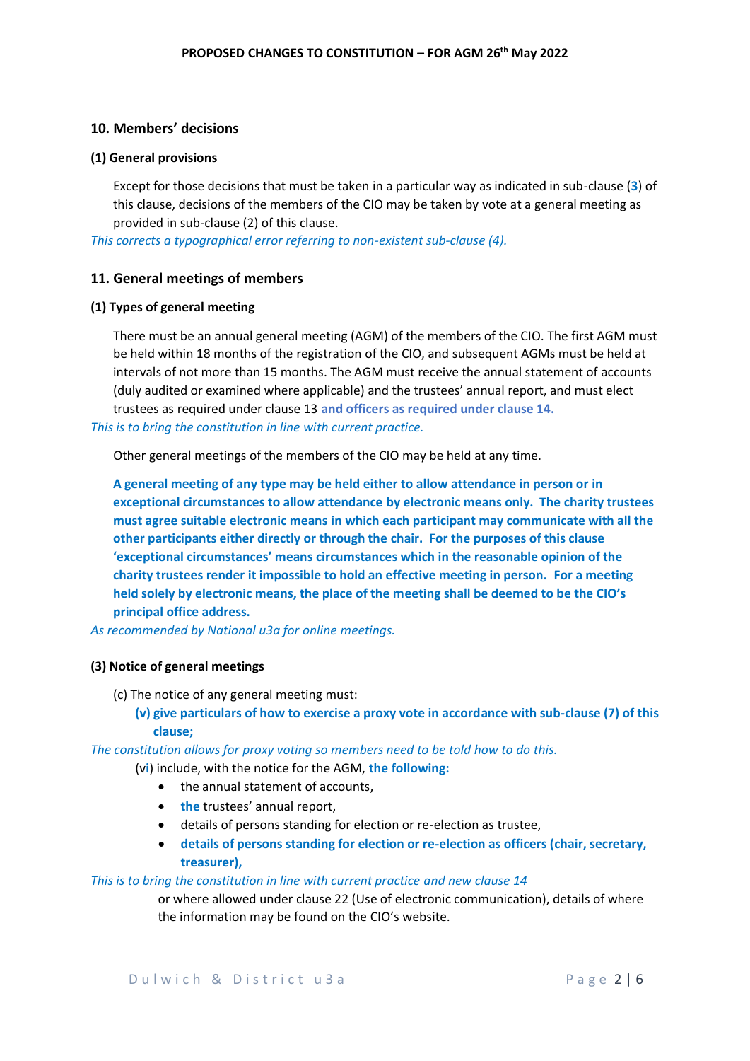## 10. Members' decisions

### (1) General provisions

Except for those decisions that must be taken in a particular way as indicated in sub-clause (**3**) of this clause, decisions of the members of the CIO may be taken by vote at a general meeting as provided in sub-clause (2) of this clause.

*This corrects a typographical error referring to non-existent sub-clause (4).*

## 11. General meetings of members

### (1) Types of general meeting

There must be an annual general meeting (AGM) of the members of the CIO. The first AGM must be held within 18 months of the registration of the CIO, and subsequent AGMs must be held at intervals of not more than 15 months. The AGM must receive the annual statement of accounts (duly audited or examined where applicable) and the trustees' annual report, and must elect trustees as required under clause 13 **and officers as required under clause 14.**

*This is to bring the constitution in line with current practice.*

Other general meetings of the members of the CIO may be held at any time.

**A general meeting of any type may be held either to allow attendance in person or in exceptional circumstances to allow attendance by electronic means only. The charity trustees must agree suitable electronic means in which each participant may communicate with all the other participants either directly or through the chair. For the purposes of this clause 'exceptional circumstances' means circumstances which in the reasonable opinion of the charity trustees render it impossible to hold an effective meeting in person. For a meeting held solely by electronic means, the place of the meeting shall be deemed to be the CIO's principal office address.**

*As recommended by National u3a for online meetings.*

### (3) Notice of general meetings

(c) The notice of any general meeting must:

**(v) give particulars of how to exercise a proxy vote in accordance with sub-clause (7) of this clause;**

*The constitution allows for proxy voting so members need to be told how to do this.*

(v**i**) include, with the notice for the AGM, **the following:**

- the annual statement of accounts,
- **the** trustees' annual report,
- details of persons standing for election or re-election as trustee,
- **details of persons standing for election or re-election as officers (chair, secretary, treasurer),**

*This is to bring the constitution in line with current practice and new clause 14*

or where allowed under clause 22 (Use of electronic communication), details of where the information may be found on the CIO's website.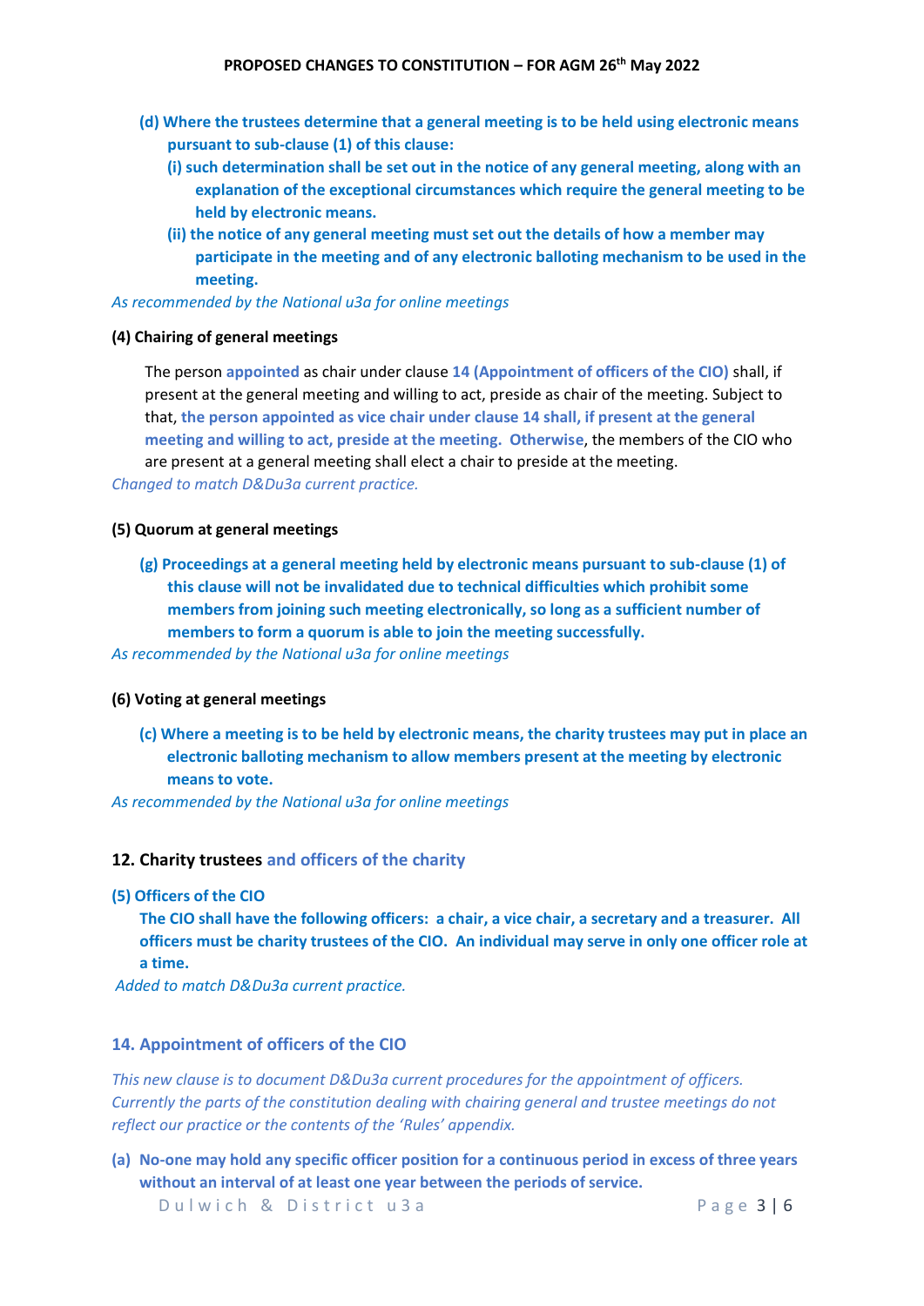**(d) Where the trustees determine that a general meeting is to be held using electronic means pursuant to sub-clause (1) of this clause:**

**(i) such determination shall be set out in the notice of any general meeting, along with an explanation of the exceptional circumstances which require the general meeting to be held by electronic means.**

**(ii) the notice of any general meeting must set out the details of how a member may participate in the meeting and of any electronic balloting mechanism to be used in the meeting.**

*As recommended by the National u3a for online meetings*

**(4) Chairing of general meetings**

The person **appointed** as chair under clause **14 (Appointment of officers of the CIO)** shall, if present at the general meeting and willing to act, preside as chair of the meeting. Subject to that, **the person appointed as vice chair under clause 14 shall, if present at the general meeting and willing to act, preside at the meeting. Otherwise**, the members of the CIO who are present at a general meeting shall elect a chair to preside at the meeting.

*Changed to match D&Du3a current practice.*

**(5) Quorum at general meetings**

**(g) Proceedings at a general meeting held by electronic means pursuant to sub-clause (1) of this clause will not be invalidated due to technical difficulties which prohibit some members from joining such meeting electronically, so long as a sufficient number of members to form a quorum is able to join the meeting successfully.**

*As recommended by the National u3a for online meetings*

**(6) Voting at general meetings**

**(c) Where a meeting is to be held by electronic means, the charity trustees may put in place an electronic balloting mechanism to allow members present at the meeting by electronic means to vote.**

*As recommended by the National u3a for online meetings*

## 12. Charity trustees and officers of the charity

**(5) Officers of the CIO**

**The CIO shall have the following officers: a chair, a vice chair, a secretary and a treasurer. All officers must be charity trustees of the CIO. An individual may serve in only one officer role at a time.**

*Added to match D&Du3a current practice.*

## 14. Appointment of officers of the CIO

*This new clause is to document D&Du3a current procedures for the appointment of officers. Currently the parts of the constitution dealing with chairing general and trustee meetings do not reflect our practice or the contents of the 'Rules' appendix.*

**(a) No-one may hold any specific officer position for a continuous period in excess of three years without an interval of at least one year between the periods of service.**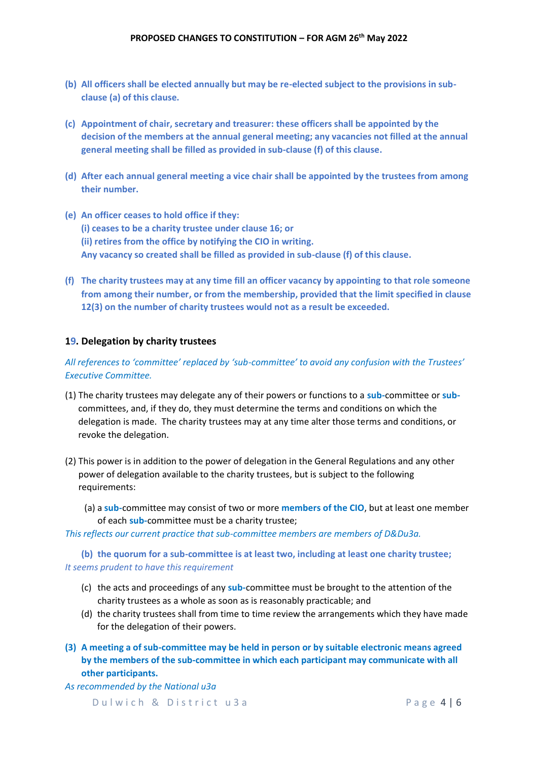**(b) All officers shall be elected annually but may be re-elected subject to the provisions in sub-clause (a) of this clause.**

**(c) Appointment of chair, secretary and treasurer: these officers shall be appointed by the decision of the members at the annual general meeting; any vacancies not filled at the annual general meeting shall be filled as provided in sub-clause (f) of this clause.**

**(d) After each annual general meeting a vice chair shall be appointed by the trustees from among their number.**

**(e) An officer ceases to hold office if they:**
**(i) ceases to be a charity trustee under clause 16; or**
**(ii) retires from the office by notifying the CIO in writing.**
**Any vacancy so created shall be filled as provided in sub-clause (f) of this clause.**

**(f) The charity trustees may at any time fill an officer vacancy by appointing to that role someone from among their number, or from the membership, provided that the limit specified in clause 12(3) on the number of charity trustees would not as a result be exceeded.**

## 19. Delegation by charity trustees

*All references to 'committee' replaced by 'sub-committee' to avoid any confusion with the Trustees' Executive Committee.*

(1) The charity trustees may delegate any of their powers or functions to a **sub**-committee or **sub**-committees, and, if they do, they must determine the terms and conditions on which the delegation is made. The charity trustees may at any time alter those terms and conditions, or revoke the delegation.

(2) This power is in addition to the power of delegation in the General Regulations and any other power of delegation available to the charity trustees, but is subject to the following requirements:

(a) a **sub**-committee may consist of two or more **members of the CIO**, but at least one member of each **sub**-committee must be a charity trustee;

*This reflects our current practice that sub-committee members are members of D&Du3a.*

**(b) the quorum for a sub-committee is at least two, including at least one charity trustee;**

*It seems prudent to have this requirement*

(c) the acts and proceedings of any **sub**-committee must be brought to the attention of the charity trustees as a whole as soon as is reasonably practicable; and

(d) the charity trustees shall from time to time review the arrangements which they have made for the delegation of their powers.

**(3) A meeting a of sub-committee may be held in person or by suitable electronic means agreed by the members of the sub-committee in which each participant may communicate with all other participants.**

*As recommended by the National u3a*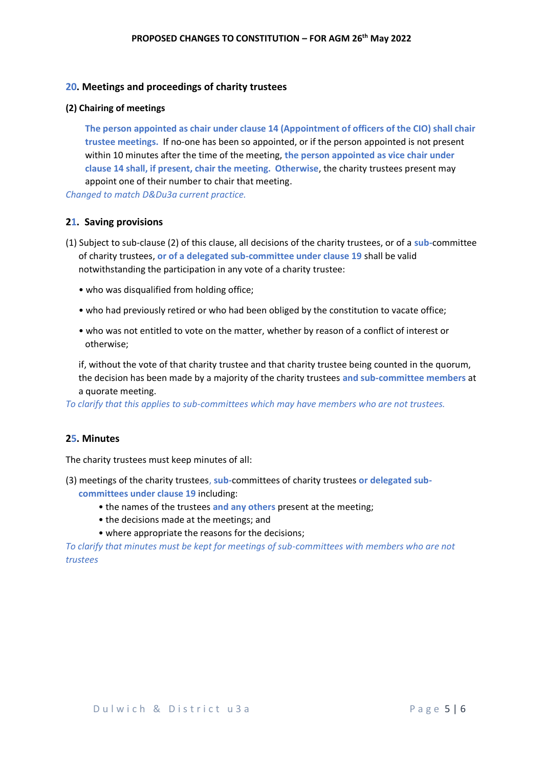## 20. Meetings and proceedings of charity trustees

### (2) Chairing of meetings

**The person appointed as chair under clause 14 (Appointment of officers of the CIO) shall chair trustee meetings.** If no-one has been so appointed, or if the person appointed is not present within 10 minutes after the time of the meeting, **the person appointed as vice chair under clause 14 shall, if present, chair the meeting. Otherwise**, the charity trustees present may appoint one of their number to chair that meeting.

*Changed to match D&Du3a current practice.*

## 21. Saving provisions

(1) Subject to sub-clause (2) of this clause, all decisions of the charity trustees, or of a **sub-**committee of charity trustees, **or of a delegated sub-committee under clause 19** shall be valid notwithstanding the participation in any vote of a charity trustee:

- who was disqualified from holding office;
- who had previously retired or who had been obliged by the constitution to vacate office;
- who was not entitled to vote on the matter, whether by reason of a conflict of interest or otherwise;

if, without the vote of that charity trustee and that charity trustee being counted in the quorum, the decision has been made by a majority of the charity trustees **and sub-committee members** at a quorate meeting.

*To clarify that this applies to sub-committees which may have members who are not trustees.*

## 25. Minutes

The charity trustees must keep minutes of all:

(3) meetings of the charity trustees, **sub-**committees of charity trustees **or delegated sub-committees under clause 19** including:

- the names of the trustees **and any others** present at the meeting;
- the decisions made at the meetings; and
- where appropriate the reasons for the decisions;

*To clarify that minutes must be kept for meetings of sub-committees with members who are not trustees*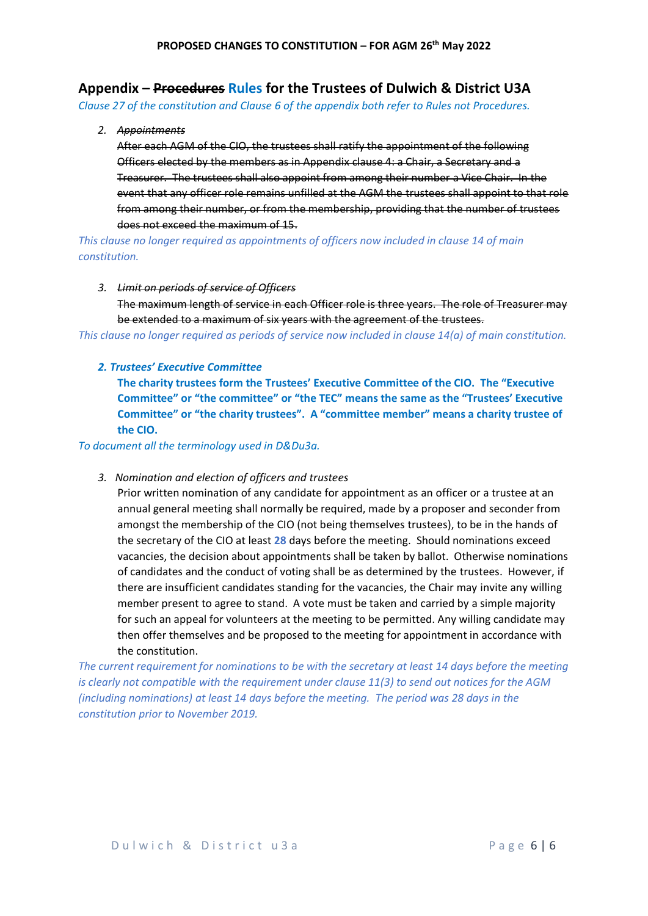PROPOSED CHANGES TO CONSTITUTION – FOR AGM 26th May 2022

## Appendix – ~~Procedures~~ Rules for the Trustees of Dulwich & District U3A

*Clause 27 of the constitution and Clause 6 of the appendix both refer to Rules not Procedures.*

2. ~~*Appointments*~~

   ~~After each AGM of the CIO, the trustees shall ratify the appointment of the following Officers elected by the members as in Appendix clause 4: a Chair, a Secretary and a Treasurer. The trustees shall also appoint from among their number a Vice Chair. In the event that any officer role remains unfilled at the AGM the trustees shall appoint to that role from among their number, or from the membership, providing that the number of trustees does not exceed the maximum of 15.~~

*This clause no longer required as appointments of officers now included in clause 14 of main constitution.*

3. ~~*Limit on periods of service of Officers*~~

   ~~The maximum length of service in each Officer role is three years. The role of Treasurer may be extended to a maximum of six years with the agreement of the trustees.~~

*This clause no longer required as periods of service now included in clause 14(a) of main constitution.*

***2. Trustees' Executive Committee***

**The charity trustees form the Trustees' Executive Committee of the CIO. The "Executive Committee" or "the committee" or "the TEC" means the same as the "Trustees' Executive Committee" or "the charity trustees". A "committee member" means a charity trustee of the CIO.**

*To document all the terminology used in D&Du3a.*

3. *Nomination and election of officers and trustees*

   Prior written nomination of any candidate for appointment as an officer or a trustee at an annual general meeting shall normally be required, made by a proposer and seconder from amongst the membership of the CIO (not being themselves trustees), to be in the hands of the secretary of the CIO at least **28** days before the meeting. Should nominations exceed vacancies, the decision about appointments shall be taken by ballot. Otherwise nominations of candidates and the conduct of voting shall be as determined by the trustees. However, if there are insufficient candidates standing for the vacancies, the Chair may invite any willing member present to agree to stand. A vote must be taken and carried by a simple majority for such an appeal for volunteers at the meeting to be permitted. Any willing candidate may then offer themselves and be proposed to the meeting for appointment in accordance with the constitution.

*The current requirement for nominations to be with the secretary at least 14 days before the meeting is clearly not compatible with the requirement under clause 11(3) to send out notices for the AGM (including nominations) at least 14 days before the meeting. The period was 28 days in the constitution prior to November 2019.*